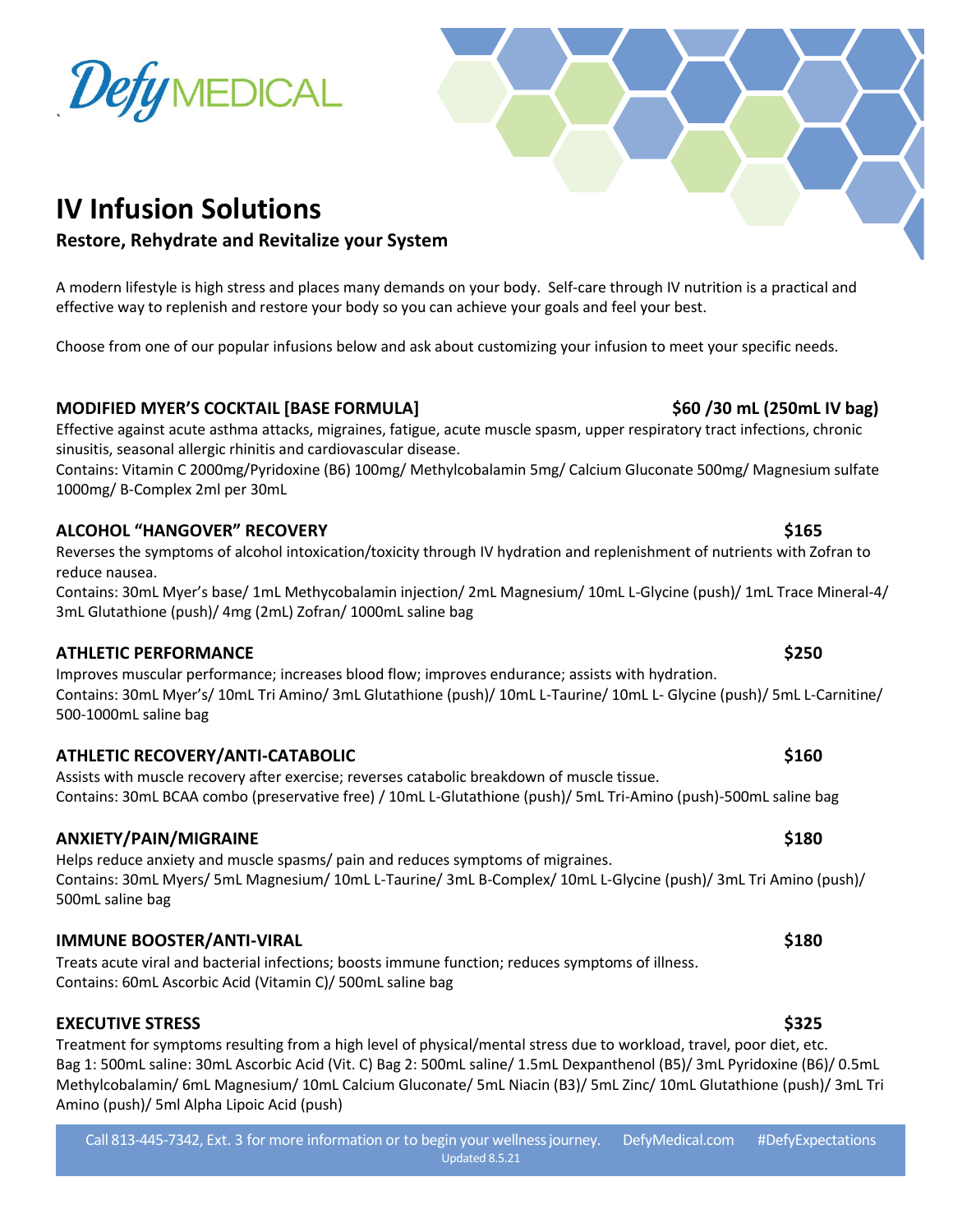Defy MEDICAL

# IV Infusion Solutions

**Restore, Rehydrate and Revitalize your System**

A modern lifestyle is high stress and places many demands on your body. Self-care through IV nutrition is a practical and effective way to replenish and restore your body so you can achieve your goals and feel your best.

Choose from one of our popular infusions below and ask about customizing your infusion to meet your specific needs.

### MODIFIED MYER'S COCKTAIL [BASE FORMULA] — $60 /30 mL (250mL IV bag)

Effective against acute asthma attacks, migraines, fatigue, acute muscle spasm, upper respiratory tract infections, chronic sinusitis, seasonal allergic rhinitis and cardiovascular disease.
Contains: Vitamin C 2000mg/Pyridoxine (B6) 100mg/ Methylcobalamin 5mg/ Calcium Gluconate 500mg/ Magnesium sulfate 1000mg/ B-Complex 2ml per 30mL

### ALCOHOL "HANGOVER" RECOVERY — $165

Reverses the symptoms of alcohol intoxication/toxicity through IV hydration and replenishment of nutrients with Zofran to reduce nausea.
Contains: 30mL Myer's base/ 1mL Methycobalamin injection/ 2mL Magnesium/ 10mL L-Glycine (push)/ 1mL Trace Mineral-4/ 3mL Glutathione (push)/ 4mg (2mL) Zofran/ 1000mL saline bag

### ATHLETIC PERFORMANCE — $250

Improves muscular performance; increases blood flow; improves endurance; assists with hydration.
Contains: 30mL Myer's/ 10mL Tri Amino/ 3mL Glutathione (push)/ 10mL L-Taurine/ 10mL L- Glycine (push)/ 5mL L-Carnitine/ 500-1000mL saline bag

### ATHLETIC RECOVERY/ANTI-CATABOLIC — $160

Assists with muscle recovery after exercise; reverses catabolic breakdown of muscle tissue.
Contains: 30mL BCAA combo (preservative free) / 10mL L-Glutathione (push)/ 5mL Tri-Amino (push)-500mL saline bag

### ANXIETY/PAIN/MIGRAINE — $180

Helps reduce anxiety and muscle spasms/ pain and reduces symptoms of migraines.
Contains: 30mL Myers/ 5mL Magnesium/ 10mL L-Taurine/ 3mL B-Complex/ 10mL L-Glycine (push)/ 3mL Tri Amino (push)/ 500mL saline bag

### IMMUNE BOOSTER/ANTI-VIRAL — $180

Treats acute viral and bacterial infections; boosts immune function; reduces symptoms of illness.
Contains: 60mL Ascorbic Acid (Vitamin C)/ 500mL saline bag

### EXECUTIVE STRESS — $325

Treatment for symptoms resulting from a high level of physical/mental stress due to workload, travel, poor diet, etc.
Bag 1: 500mL saline: 30mL Ascorbic Acid (Vit. C) Bag 2: 500mL saline/ 1.5mL Dexpanthenol (B5)/ 3mL Pyridoxine (B6)/ 0.5mL Methylcobalamin/ 6mL Magnesium/ 10mL Calcium Gluconate/ 5mL Niacin (B3)/ 5mL Zinc/ 10mL Glutathione (push)/ 3mL Tri Amino (push)/ 5ml Alpha Lipoic Acid (push)

Call 813-445-7342, Ext. 3 for more information or to begin your wellness journey. DefyMedical.com #DefyExpectations
Updated 8.5.21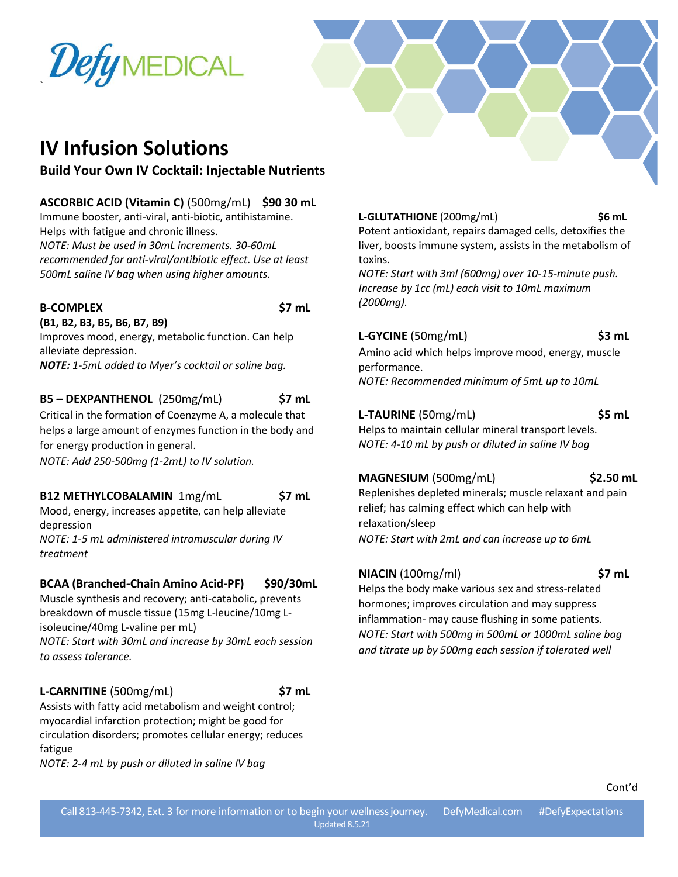# IV Infusion Solutions

## Build Your Own IV Cocktail: Injectable Nutrients

**ASCORBIC ACID (Vitamin C)** (500mg/mL) **$90 30 mL**

Immune booster, anti-viral, anti-biotic, antihistamine. Helps with fatigue and chronic illness.

*NOTE: Must be used in 30mL increments. 30-60mL recommended for anti-viral/antibiotic effect. Use at least 500mL saline IV bag when using higher amounts.*

**B-COMPLEX** **$7 mL**

**(B1, B2, B3, B5, B6, B7, B9)**

Improves mood, energy, metabolic function. Can help alleviate depression.

***NOTE:*** *1-5mL added to Myer's cocktail or saline bag.*

**B5 – DEXPANTHENOL** (250mg/mL) **$7 mL**

Critical in the formation of Coenzyme A, a molecule that helps a large amount of enzymes function in the body and for energy production in general.

*NOTE: Add 250-500mg (1-2mL) to IV solution.*

**B12 METHYLCOBALAMIN** 1mg/mL **$7 mL**

Mood, energy, increases appetite, can help alleviate depression

*NOTE: 1-5 mL administered intramuscular during IV treatment*

**BCAA (Branched-Chain Amino Acid-PF)** **$90/30mL**

Muscle synthesis and recovery; anti-catabolic, prevents breakdown of muscle tissue (15mg L-leucine/10mg L-isoleucine/40mg L-valine per mL)

*NOTE: Start with 30mL and increase by 30mL each session to assess tolerance.*

**L-CARNITINE** (500mg/mL) **$7 mL**

Assists with fatty acid metabolism and weight control; myocardial infarction protection; might be good for circulation disorders; promotes cellular energy; reduces fatigue

*NOTE: 2-4 mL by push or diluted in saline IV bag*

**L-GLUTATHIONE** (200mg/mL) **$6 mL**

Potent antioxidant, repairs damaged cells, detoxifies the liver, boosts immune system, assists in the metabolism of toxins.

*NOTE: Start with 3ml (600mg) over 10-15-minute push. Increase by 1cc (mL) each visit to 10mL maximum (2000mg).*

**L-GYCINE** (50mg/mL) **$3 mL**

Amino acid which helps improve mood, energy, muscle performance.

*NOTE: Recommended minimum of 5mL up to 10mL*

**L-TAURINE** (50mg/mL) **$5 mL**

Helps to maintain cellular mineral transport levels.

*NOTE: 4-10 mL by push or diluted in saline IV bag*

**MAGNESIUM** (500mg/mL) **$2.50 mL**

Replenishes depleted minerals; muscle relaxant and pain relief; has calming effect which can help with relaxation/sleep

*NOTE: Start with 2mL and can increase up to 6mL*

**NIACIN** (100mg/ml) **$7 mL**

Helps the body make various sex and stress-related hormones; improves circulation and may suppress inflammation- may cause flushing in some patients.

*NOTE: Start with 500mg in 500mL or 1000mL saline bag and titrate up by 500mg each session if tolerated well*

Cont'd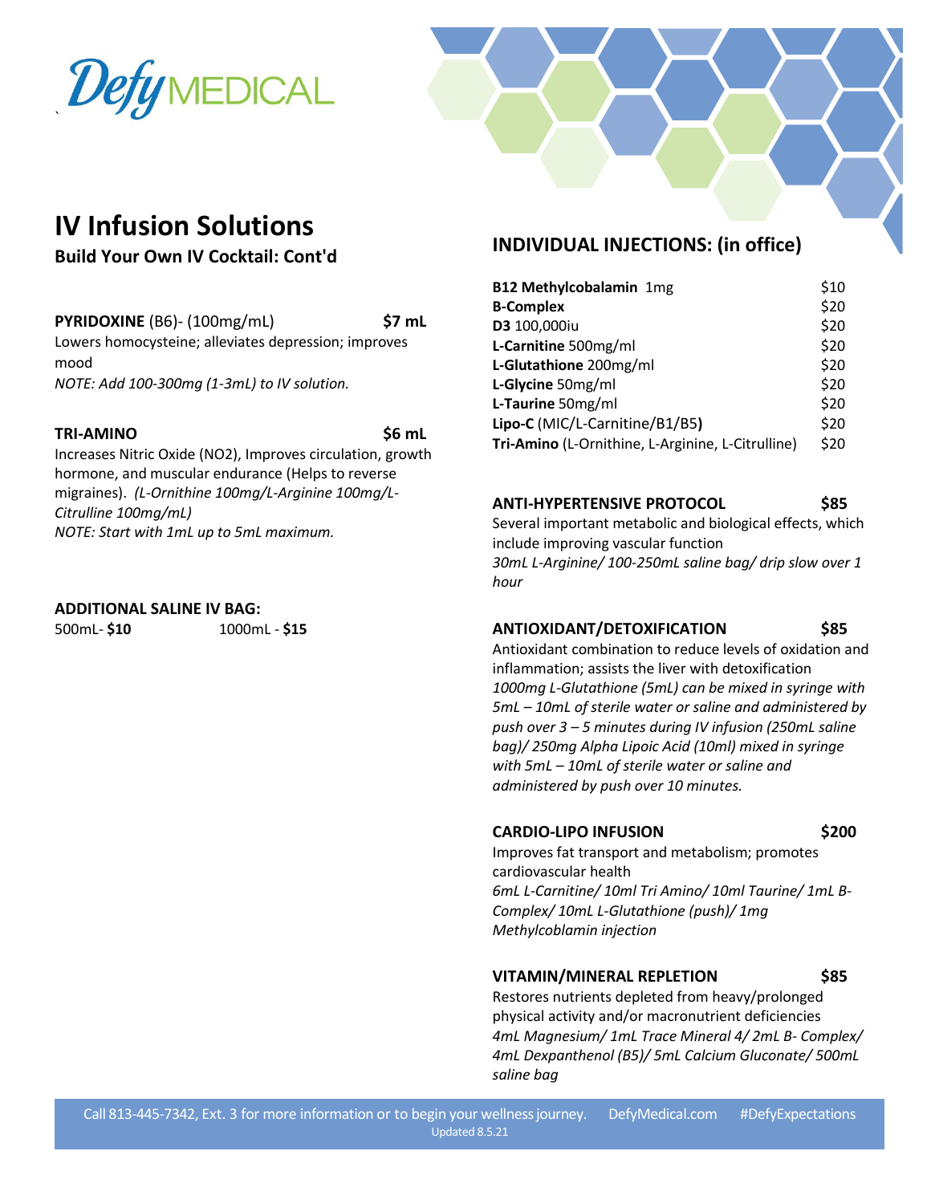**Defy**MEDICAL

# IV Infusion Solutions

**Build Your Own IV Cocktail: Cont'd**

**PYRIDOXINE** (B6)- (100mg/mL) **$7 mL**

Lowers homocysteine; alleviates depression; improves mood

*NOTE: Add 100-300mg (1-3mL) to IV solution.*

**TRI-AMINO** **$6 mL**

Increases Nitric Oxide (NO2), Improves circulation, growth hormone, and muscular endurance (Helps to reverse migraines). *(L-Ornithine 100mg/L-Arginine 100mg/L-Citrulline 100mg/mL)*

*NOTE: Start with 1mL up to 5mL maximum.*

**ADDITIONAL SALINE IV BAG:**

500mL- **$10** 1000mL - **$15**

## INDIVIDUAL INJECTIONS: (in office)

| | |
|---|---|
| **B12 Methylcobalamin** 1mg | $10 |
| **B-Complex** | $20 |
| **D3** 100,000iu | $20 |
| **L-Carnitine** 500mg/ml | $20 |
| **L-Glutathione** 200mg/ml | $20 |
| **L-Glycine** 50mg/ml | $20 |
| **L-Taurine** 50mg/ml | $20 |
| **Lipo-C** (MIC/L-Carnitine/B1/B5**)** | $20 |
| **Tri-Amino** (L-Ornithine, L-Arginine, L-Citrulline) | $20 |

**ANTI-HYPERTENSIVE PROTOCOL** **$85**

Several important metabolic and biological effects, which include improving vascular function

*30mL L-Arginine/ 100-250mL saline bag/ drip slow over 1 hour*

**ANTIOXIDANT/DETOXIFICATION** **$85**

Antioxidant combination to reduce levels of oxidation and inflammation; assists the liver with detoxification

*1000mg L-Glutathione (5mL) can be mixed in syringe with 5mL – 10mL of sterile water or saline and administered by push over 3 – 5 minutes during IV infusion (250mL saline bag)/ 250mg Alpha Lipoic Acid (10ml) mixed in syringe with 5mL – 10mL of sterile water or saline and administered by push over 10 minutes.*

**CARDIO-LIPO INFUSION** **$200**

Improves fat transport and metabolism; promotes cardiovascular health

*6mL L-Carnitine/ 10ml Tri Amino/ 10ml Taurine/ 1mL B-Complex/ 10mL L-Glutathione (push)/ 1mg Methylcoblamin injection*

**VITAMIN/MINERAL REPLETION** **$85**

Restores nutrients depleted from heavy/prolonged physical activity and/or macronutrient deficiencies

*4mL Magnesium/ 1mL Trace Mineral 4/ 2mL B- Complex/ 4mL Dexpanthenol (B5)/ 5mL Calcium Gluconate/ 500mL saline bag*

Call 813-445-7342, Ext. 3 for more information or to begin your wellness journey. DefyMedical.com #DefyExpectations

Updated 8.5.21